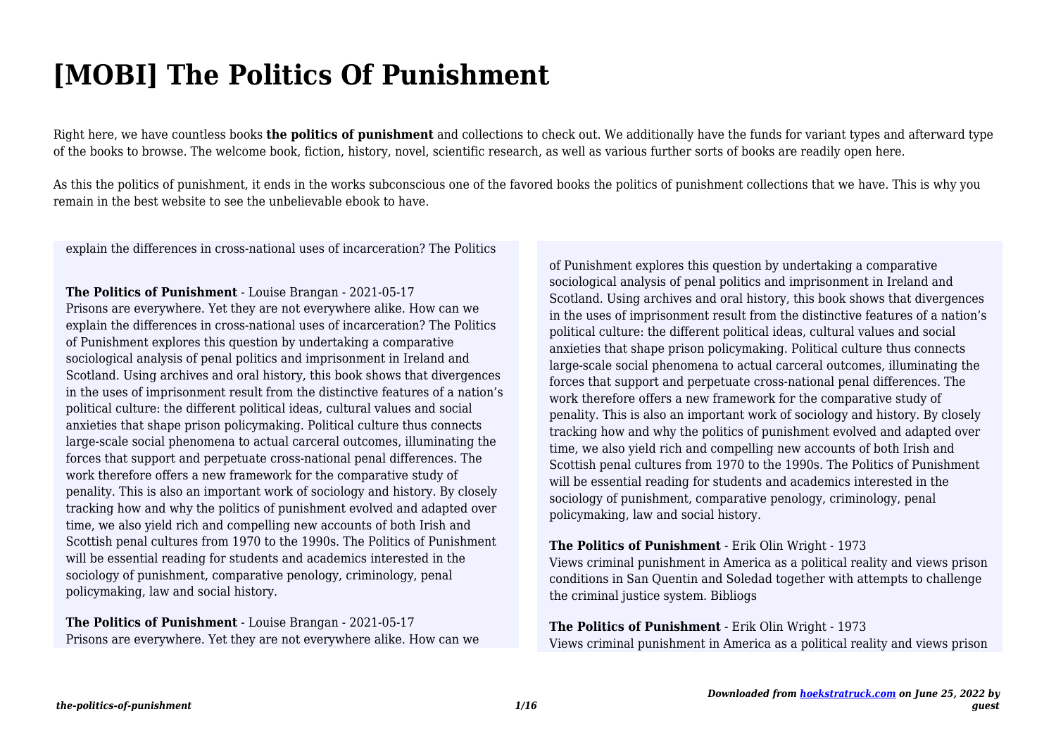# [MOBI] The Politics Of Punishment

Right here, we have countless books **the politics of punishment** and collections to check out. We additionally have the funds for variant types and afterward type of the books to browse. The welcome book, fiction, history, novel, scientific research, as well as various further sorts of books are readily open here.

As this the politics of punishment, it ends in the works subconscious one of the favored books the politics of punishment collections that we have. This is why you remain in the best website to see the unbelievable ebook to have.

explain the differences in cross-national uses of incarceration? The Politics

**The Politics of Punishment** - Louise Brangan - 2021-05-17
Prisons are everywhere. Yet they are not everywhere alike. How can we explain the differences in cross-national uses of incarceration? The Politics of Punishment explores this question by undertaking a comparative sociological analysis of penal politics and imprisonment in Ireland and Scotland. Using archives and oral history, this book shows that divergences in the uses of imprisonment result from the distinctive features of a nation's political culture: the different political ideas, cultural values and social anxieties that shape prison policymaking. Political culture thus connects large-scale social phenomena to actual carceral outcomes, illuminating the forces that support and perpetuate cross-national penal differences. The work therefore offers a new framework for the comparative study of penality. This is also an important work of sociology and history. By closely tracking how and why the politics of punishment evolved and adapted over time, we also yield rich and compelling new accounts of both Irish and Scottish penal cultures from 1970 to the 1990s. The Politics of Punishment will be essential reading for students and academics interested in the sociology of punishment, comparative penology, criminology, penal policymaking, law and social history.

**The Politics of Punishment** - Louise Brangan - 2021-05-17
Prisons are everywhere. Yet they are not everywhere alike. How can we explain the differences in cross-national uses of incarceration? The Politics of Punishment explores this question by undertaking a comparative sociological analysis of penal politics and imprisonment in Ireland and Scotland. Using archives and oral history, this book shows that divergences in the uses of imprisonment result from the distinctive features of a nation's political culture: the different political ideas, cultural values and social anxieties that shape prison policymaking. Political culture thus connects large-scale social phenomena to actual carceral outcomes, illuminating the forces that support and perpetuate cross-national penal differences. The work therefore offers a new framework for the comparative study of penality. This is also an important work of sociology and history. By closely tracking how and why the politics of punishment evolved and adapted over time, we also yield rich and compelling new accounts of both Irish and Scottish penal cultures from 1970 to the 1990s. The Politics of Punishment will be essential reading for students and academics interested in the sociology of punishment, comparative penology, criminology, penal policymaking, law and social history.

**The Politics of Punishment** - Erik Olin Wright - 1973
Views criminal punishment in America as a political reality and views prison conditions in San Quentin and Soledad together with attempts to challenge the criminal justice system. Bibliogs

**The Politics of Punishment** - Erik Olin Wright - 1973
Views criminal punishment in America as a political reality and views prison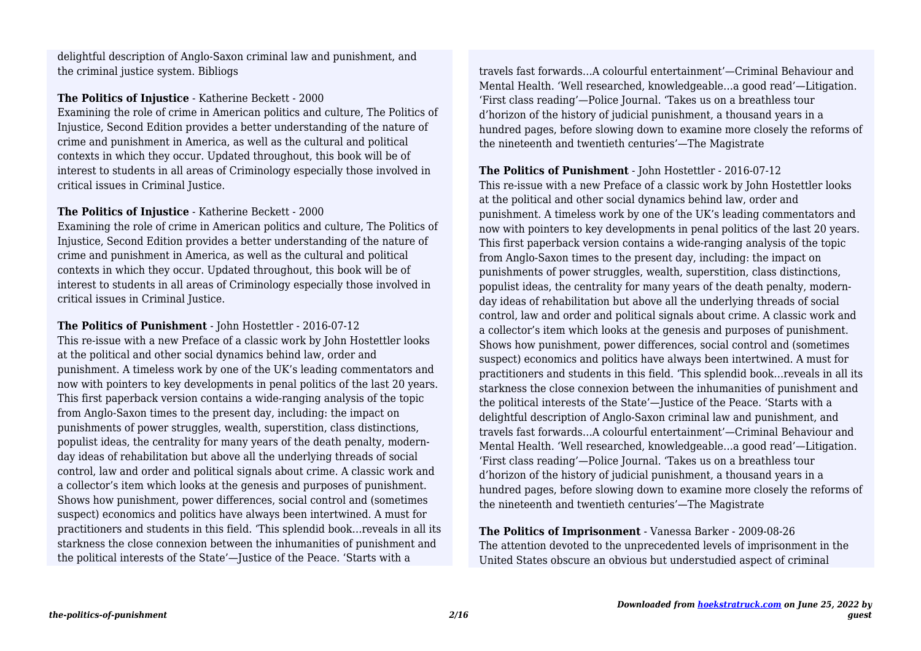delightful description of Anglo-Saxon criminal law and punishment, and the criminal justice system. Bibliogs

**The Politics of Injustice** - Katherine Beckett - 2000

Examining the role of crime in American politics and culture, The Politics of Injustice, Second Edition provides a better understanding of the nature of crime and punishment in America, as well as the cultural and political contexts in which they occur. Updated throughout, this book will be of interest to students in all areas of Criminology especially those involved in critical issues in Criminal Justice.

**The Politics of Injustice** - Katherine Beckett - 2000

Examining the role of crime in American politics and culture, The Politics of Injustice, Second Edition provides a better understanding of the nature of crime and punishment in America, as well as the cultural and political contexts in which they occur. Updated throughout, this book will be of interest to students in all areas of Criminology especially those involved in critical issues in Criminal Justice.

**The Politics of Punishment** - John Hostettler - 2016-07-12

This re-issue with a new Preface of a classic work by John Hostettler looks at the political and other social dynamics behind law, order and punishment. A timeless work by one of the UK's leading commentators and now with pointers to key developments in penal politics of the last 20 years. This first paperback version contains a wide-ranging analysis of the topic from Anglo-Saxon times to the present day, including: the impact on punishments of power struggles, wealth, superstition, class distinctions, populist ideas, the centrality for many years of the death penalty, modern-day ideas of rehabilitation but above all the underlying threads of social control, law and order and political signals about crime. A classic work and a collector's item which looks at the genesis and purposes of punishment. Shows how punishment, power differences, social control and (sometimes suspect) economics and politics have always been intertwined. A must for practitioners and students in this field. 'This splendid book…reveals in all its starkness the close connexion between the inhumanities of punishment and the political interests of the State'—Justice of the Peace. 'Starts with a delightful description of Anglo-Saxon criminal law and punishment, and travels fast forwards…A colourful entertainment'—Criminal Behaviour and Mental Health. 'Well researched, knowledgeable…a good read'—Litigation. 'First class reading'—Police Journal. 'Takes us on a breathless tour d'horizon of the history of judicial punishment, a thousand years in a hundred pages, before slowing down to examine more closely the reforms of the nineteenth and twentieth centuries'—The Magistrate

**The Politics of Punishment** - John Hostettler - 2016-07-12

This re-issue with a new Preface of a classic work by John Hostettler looks at the political and other social dynamics behind law, order and punishment. A timeless work by one of the UK's leading commentators and now with pointers to key developments in penal politics of the last 20 years. This first paperback version contains a wide-ranging analysis of the topic from Anglo-Saxon times to the present day, including: the impact on punishments of power struggles, wealth, superstition, class distinctions, populist ideas, the centrality for many years of the death penalty, modern-day ideas of rehabilitation but above all the underlying threads of social control, law and order and political signals about crime. A classic work and a collector's item which looks at the genesis and purposes of punishment. Shows how punishment, power differences, social control and (sometimes suspect) economics and politics have always been intertwined. A must for practitioners and students in this field. 'This splendid book…reveals in all its starkness the close connexion between the inhumanities of punishment and the political interests of the State'—Justice of the Peace. 'Starts with a delightful description of Anglo-Saxon criminal law and punishment, and travels fast forwards…A colourful entertainment'—Criminal Behaviour and Mental Health. 'Well researched, knowledgeable…a good read'—Litigation. 'First class reading'—Police Journal. 'Takes us on a breathless tour d'horizon of the history of judicial punishment, a thousand years in a hundred pages, before slowing down to examine more closely the reforms of the nineteenth and twentieth centuries'—The Magistrate

**The Politics of Imprisonment** - Vanessa Barker - 2009-08-26

The attention devoted to the unprecedented levels of imprisonment in the United States obscure an obvious but understudied aspect of criminal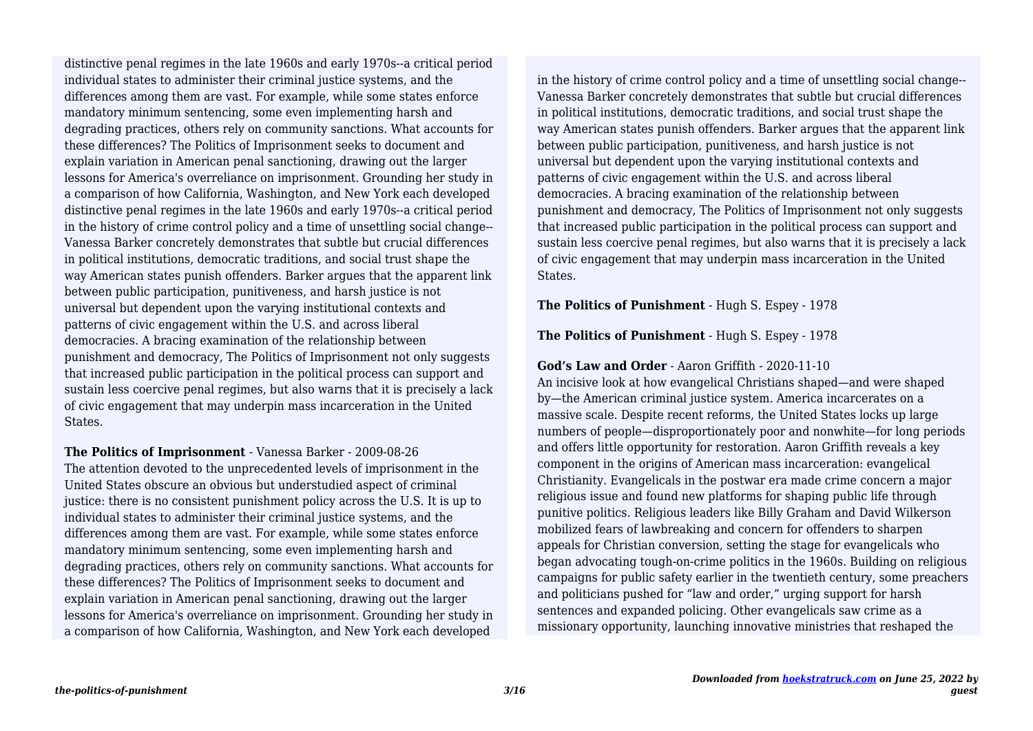distinctive penal regimes in the late 1960s and early 1970s--a critical period individual states to administer their criminal justice systems, and the differences among them are vast. For example, while some states enforce mandatory minimum sentencing, some even implementing harsh and degrading practices, others rely on community sanctions. What accounts for these differences? The Politics of Imprisonment seeks to document and explain variation in American penal sanctioning, drawing out the larger lessons for America's overreliance on imprisonment. Grounding her study in a comparison of how California, Washington, and New York each developed distinctive penal regimes in the late 1960s and early 1970s--a critical period in the history of crime control policy and a time of unsettling social change--Vanessa Barker concretely demonstrates that subtle but crucial differences in political institutions, democratic traditions, and social trust shape the way American states punish offenders. Barker argues that the apparent link between public participation, punitiveness, and harsh justice is not universal but dependent upon the varying institutional contexts and patterns of civic engagement within the U.S. and across liberal democracies. A bracing examination of the relationship between punishment and democracy, The Politics of Imprisonment not only suggests that increased public participation in the political process can support and sustain less coercive penal regimes, but also warns that it is precisely a lack of civic engagement that may underpin mass incarceration in the United States.

**The Politics of Imprisonment** - Vanessa Barker - 2009-08-26

The attention devoted to the unprecedented levels of imprisonment in the United States obscure an obvious but understudied aspect of criminal justice: there is no consistent punishment policy across the U.S. It is up to individual states to administer their criminal justice systems, and the differences among them are vast. For example, while some states enforce mandatory minimum sentencing, some even implementing harsh and degrading practices, others rely on community sanctions. What accounts for these differences? The Politics of Imprisonment seeks to document and explain variation in American penal sanctioning, drawing out the larger lessons for America's overreliance on imprisonment. Grounding her study in a comparison of how California, Washington, and New York each developed distinctive penal regimes in the late 1960s and early 1970s--a critical period in the history of crime control policy and a time of unsettling social change--Vanessa Barker concretely demonstrates that subtle but crucial differences in political institutions, democratic traditions, and social trust shape the way American states punish offenders. Barker argues that the apparent link between public participation, punitiveness, and harsh justice is not universal but dependent upon the varying institutional contexts and patterns of civic engagement within the U.S. and across liberal democracies. A bracing examination of the relationship between punishment and democracy, The Politics of Imprisonment not only suggests that increased public participation in the political process can support and sustain less coercive penal regimes, but also warns that it is precisely a lack of civic engagement that may underpin mass incarceration in the United States.

**The Politics of Punishment** - Hugh S. Espey - 1978

**The Politics of Punishment** - Hugh S. Espey - 1978

**God's Law and Order** - Aaron Griffith - 2020-11-10

An incisive look at how evangelical Christians shaped—and were shaped by—the American criminal justice system. America incarcerates on a massive scale. Despite recent reforms, the United States locks up large numbers of people—disproportionately poor and nonwhite—for long periods and offers little opportunity for restoration. Aaron Griffith reveals a key component in the origins of American mass incarceration: evangelical Christianity. Evangelicals in the postwar era made crime concern a major religious issue and found new platforms for shaping public life through punitive politics. Religious leaders like Billy Graham and David Wilkerson mobilized fears of lawbreaking and concern for offenders to sharpen appeals for Christian conversion, setting the stage for evangelicals who began advocating tough-on-crime politics in the 1960s. Building on religious campaigns for public safety earlier in the twentieth century, some preachers and politicians pushed for "law and order," urging support for harsh sentences and expanded policing. Other evangelicals saw crime as a missionary opportunity, launching innovative ministries that reshaped the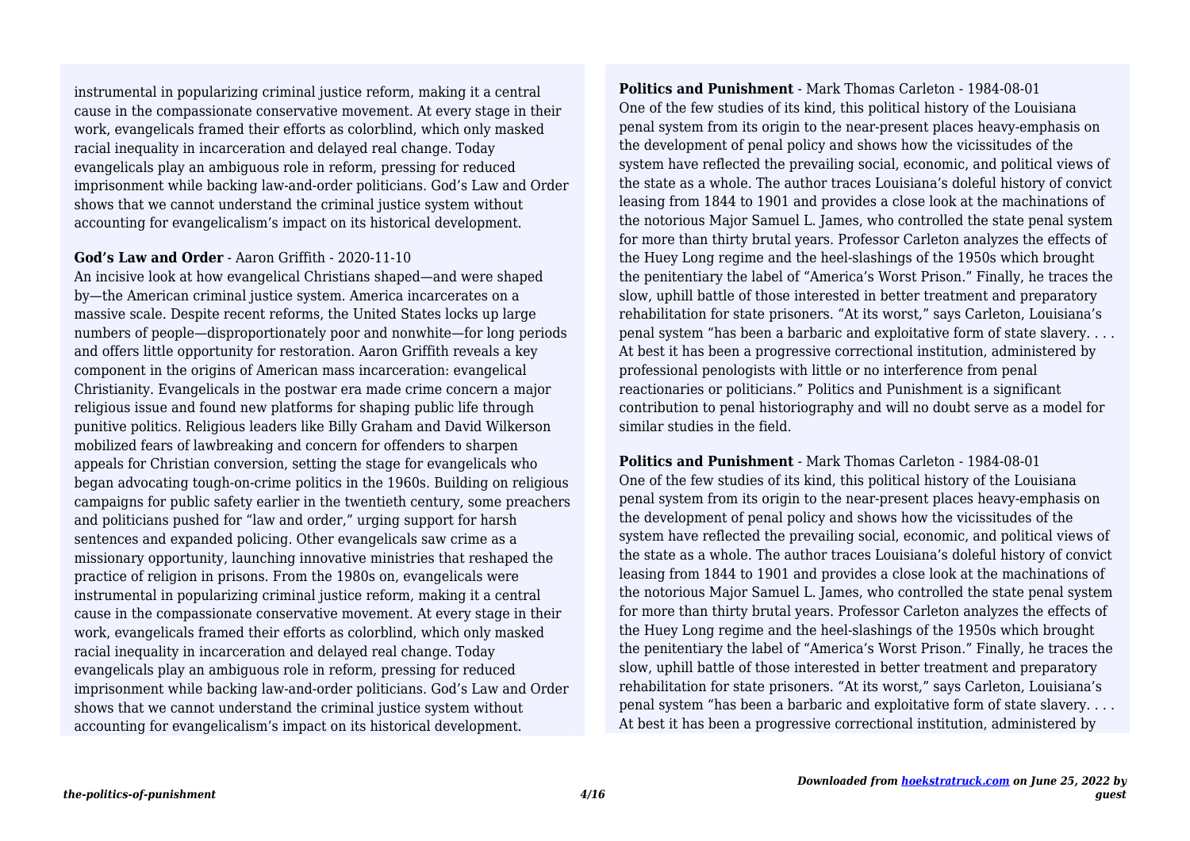instrumental in popularizing criminal justice reform, making it a central cause in the compassionate conservative movement. At every stage in their work, evangelicals framed their efforts as colorblind, which only masked racial inequality in incarceration and delayed real change. Today evangelicals play an ambiguous role in reform, pressing for reduced imprisonment while backing law-and-order politicians. God's Law and Order shows that we cannot understand the criminal justice system without accounting for evangelicalism's impact on its historical development.

**God's Law and Order** - Aaron Griffith - 2020-11-10

An incisive look at how evangelical Christians shaped—and were shaped by—the American criminal justice system. America incarcerates on a massive scale. Despite recent reforms, the United States locks up large numbers of people—disproportionately poor and nonwhite—for long periods and offers little opportunity for restoration. Aaron Griffith reveals a key component in the origins of American mass incarceration: evangelical Christianity. Evangelicals in the postwar era made crime concern a major religious issue and found new platforms for shaping public life through punitive politics. Religious leaders like Billy Graham and David Wilkerson mobilized fears of lawbreaking and concern for offenders to sharpen appeals for Christian conversion, setting the stage for evangelicals who began advocating tough-on-crime politics in the 1960s. Building on religious campaigns for public safety earlier in the twentieth century, some preachers and politicians pushed for "law and order," urging support for harsh sentences and expanded policing. Other evangelicals saw crime as a missionary opportunity, launching innovative ministries that reshaped the practice of religion in prisons. From the 1980s on, evangelicals were instrumental in popularizing criminal justice reform, making it a central cause in the compassionate conservative movement. At every stage in their work, evangelicals framed their efforts as colorblind, which only masked racial inequality in incarceration and delayed real change. Today evangelicals play an ambiguous role in reform, pressing for reduced imprisonment while backing law-and-order politicians. God's Law and Order shows that we cannot understand the criminal justice system without accounting for evangelicalism's impact on its historical development.

**Politics and Punishment** - Mark Thomas Carleton - 1984-08-01

One of the few studies of its kind, this political history of the Louisiana penal system from its origin to the near-present places heavy-emphasis on the development of penal policy and shows how the vicissitudes of the system have reflected the prevailing social, economic, and political views of the state as a whole. The author traces Louisiana's doleful history of convict leasing from 1844 to 1901 and provides a close look at the machinations of the notorious Major Samuel L. James, who controlled the state penal system for more than thirty brutal years. Professor Carleton analyzes the effects of the Huey Long regime and the heel-slashings of the 1950s which brought the penitentiary the label of "America's Worst Prison." Finally, he traces the slow, uphill battle of those interested in better treatment and preparatory rehabilitation for state prisoners. "At its worst," says Carleton, Louisiana's penal system "has been a barbaric and exploitative form of state slavery. . . . At best it has been a progressive correctional institution, administered by professional penologists with little or no interference from penal reactionaries or politicians." Politics and Punishment is a significant contribution to penal historiography and will no doubt serve as a model for similar studies in the field.

**Politics and Punishment** - Mark Thomas Carleton - 1984-08-01

One of the few studies of its kind, this political history of the Louisiana penal system from its origin to the near-present places heavy-emphasis on the development of penal policy and shows how the vicissitudes of the system have reflected the prevailing social, economic, and political views of the state as a whole. The author traces Louisiana's doleful history of convict leasing from 1844 to 1901 and provides a close look at the machinations of the notorious Major Samuel L. James, who controlled the state penal system for more than thirty brutal years. Professor Carleton analyzes the effects of the Huey Long regime and the heel-slashings of the 1950s which brought the penitentiary the label of "America's Worst Prison." Finally, he traces the slow, uphill battle of those interested in better treatment and preparatory rehabilitation for state prisoners. "At its worst," says Carleton, Louisiana's penal system "has been a barbaric and exploitative form of state slavery. . . . At best it has been a progressive correctional institution, administered by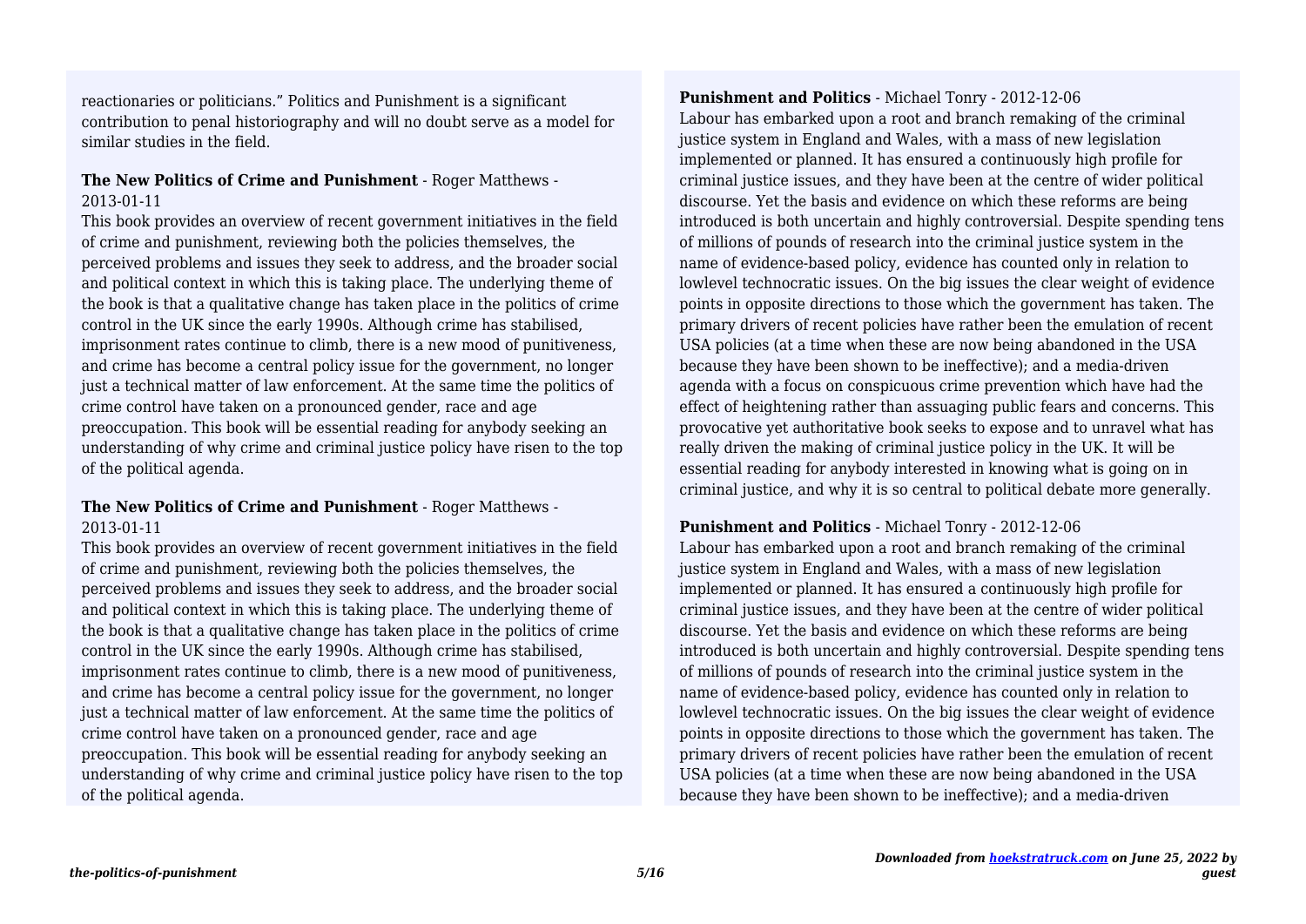reactionaries or politicians." Politics and Punishment is a significant contribution to penal historiography and will no doubt serve as a model for similar studies in the field.

**The New Politics of Crime and Punishment** - Roger Matthews - 2013-01-11

This book provides an overview of recent government initiatives in the field of crime and punishment, reviewing both the policies themselves, the perceived problems and issues they seek to address, and the broader social and political context in which this is taking place. The underlying theme of the book is that a qualitative change has taken place in the politics of crime control in the UK since the early 1990s. Although crime has stabilised, imprisonment rates continue to climb, there is a new mood of punitiveness, and crime has become a central policy issue for the government, no longer just a technical matter of law enforcement. At the same time the politics of crime control have taken on a pronounced gender, race and age preoccupation. This book will be essential reading for anybody seeking an understanding of why crime and criminal justice policy have risen to the top of the political agenda.

**The New Politics of Crime and Punishment** - Roger Matthews - 2013-01-11

This book provides an overview of recent government initiatives in the field of crime and punishment, reviewing both the policies themselves, the perceived problems and issues they seek to address, and the broader social and political context in which this is taking place. The underlying theme of the book is that a qualitative change has taken place in the politics of crime control in the UK since the early 1990s. Although crime has stabilised, imprisonment rates continue to climb, there is a new mood of punitiveness, and crime has become a central policy issue for the government, no longer just a technical matter of law enforcement. At the same time the politics of crime control have taken on a pronounced gender, race and age preoccupation. This book will be essential reading for anybody seeking an understanding of why crime and criminal justice policy have risen to the top of the political agenda.

**Punishment and Politics** - Michael Tonry - 2012-12-06

Labour has embarked upon a root and branch remaking of the criminal justice system in England and Wales, with a mass of new legislation implemented or planned. It has ensured a continuously high profile for criminal justice issues, and they have been at the centre of wider political discourse. Yet the basis and evidence on which these reforms are being introduced is both uncertain and highly controversial. Despite spending tens of millions of pounds of research into the criminal justice system in the name of evidence-based policy, evidence has counted only in relation to lowlevel technocratic issues. On the big issues the clear weight of evidence points in opposite directions to those which the government has taken. The primary drivers of recent policies have rather been the emulation of recent USA policies (at a time when these are now being abandoned in the USA because they have been shown to be ineffective); and a media-driven agenda with a focus on conspicuous crime prevention which have had the effect of heightening rather than assuaging public fears and concerns. This provocative yet authoritative book seeks to expose and to unravel what has really driven the making of criminal justice policy in the UK. It will be essential reading for anybody interested in knowing what is going on in criminal justice, and why it is so central to political debate more generally.

**Punishment and Politics** - Michael Tonry - 2012-12-06

Labour has embarked upon a root and branch remaking of the criminal justice system in England and Wales, with a mass of new legislation implemented or planned. It has ensured a continuously high profile for criminal justice issues, and they have been at the centre of wider political discourse. Yet the basis and evidence on which these reforms are being introduced is both uncertain and highly controversial. Despite spending tens of millions of pounds of research into the criminal justice system in the name of evidence-based policy, evidence has counted only in relation to lowlevel technocratic issues. On the big issues the clear weight of evidence points in opposite directions to those which the government has taken. The primary drivers of recent policies have rather been the emulation of recent USA policies (at a time when these are now being abandoned in the USA because they have been shown to be ineffective); and a media-driven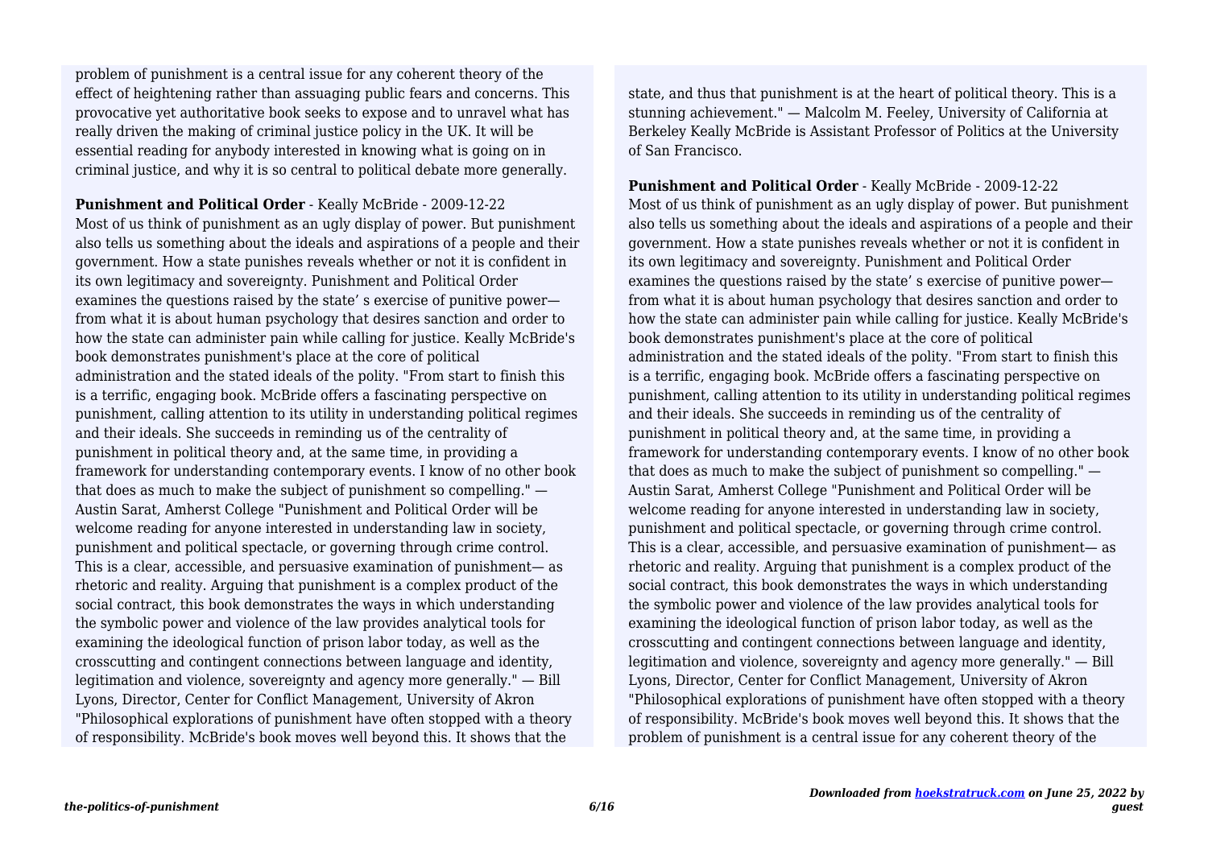problem of punishment is a central issue for any coherent theory of the effect of heightening rather than assuaging public fears and concerns. This provocative yet authoritative book seeks to expose and to unravel what has really driven the making of criminal justice policy in the UK. It will be essential reading for anybody interested in knowing what is going on in criminal justice, and why it is so central to political debate more generally.

**Punishment and Political Order** - Keally McBride - 2009-12-22

Most of us think of punishment as an ugly display of power. But punishment also tells us something about the ideals and aspirations of a people and their government. How a state punishes reveals whether or not it is confident in its own legitimacy and sovereignty. Punishment and Political Order examines the questions raised by the state' s exercise of punitive power— from what it is about human psychology that desires sanction and order to how the state can administer pain while calling for justice. Keally McBride's book demonstrates punishment's place at the core of political administration and the stated ideals of the polity. "From start to finish this is a terrific, engaging book. McBride offers a fascinating perspective on punishment, calling attention to its utility in understanding political regimes and their ideals. She succeeds in reminding us of the centrality of punishment in political theory and, at the same time, in providing a framework for understanding contemporary events. I know of no other book that does as much to make the subject of punishment so compelling." — Austin Sarat, Amherst College "Punishment and Political Order will be welcome reading for anyone interested in understanding law in society, punishment and political spectacle, or governing through crime control. This is a clear, accessible, and persuasive examination of punishment— as rhetoric and reality. Arguing that punishment is a complex product of the social contract, this book demonstrates the ways in which understanding the symbolic power and violence of the law provides analytical tools for examining the ideological function of prison labor today, as well as the crosscutting and contingent connections between language and identity, legitimation and violence, sovereignty and agency more generally." — Bill Lyons, Director, Center for Conflict Management, University of Akron "Philosophical explorations of punishment have often stopped with a theory of responsibility. McBride's book moves well beyond this. It shows that the state, and thus that punishment is at the heart of political theory. This is a stunning achievement." — Malcolm M. Feeley, University of California at Berkeley Keally McBride is Assistant Professor of Politics at the University of San Francisco.

**Punishment and Political Order** - Keally McBride - 2009-12-22

Most of us think of punishment as an ugly display of power. But punishment also tells us something about the ideals and aspirations of a people and their government. How a state punishes reveals whether or not it is confident in its own legitimacy and sovereignty. Punishment and Political Order examines the questions raised by the state' s exercise of punitive power— from what it is about human psychology that desires sanction and order to how the state can administer pain while calling for justice. Keally McBride's book demonstrates punishment's place at the core of political administration and the stated ideals of the polity. "From start to finish this is a terrific, engaging book. McBride offers a fascinating perspective on punishment, calling attention to its utility in understanding political regimes and their ideals. She succeeds in reminding us of the centrality of punishment in political theory and, at the same time, in providing a framework for understanding contemporary events. I know of no other book that does as much to make the subject of punishment so compelling." — Austin Sarat, Amherst College "Punishment and Political Order will be welcome reading for anyone interested in understanding law in society, punishment and political spectacle, or governing through crime control. This is a clear, accessible, and persuasive examination of punishment— as rhetoric and reality. Arguing that punishment is a complex product of the social contract, this book demonstrates the ways in which understanding the symbolic power and violence of the law provides analytical tools for examining the ideological function of prison labor today, as well as the crosscutting and contingent connections between language and identity, legitimation and violence, sovereignty and agency more generally." — Bill Lyons, Director, Center for Conflict Management, University of Akron "Philosophical explorations of punishment have often stopped with a theory of responsibility. McBride's book moves well beyond this. It shows that the problem of punishment is a central issue for any coherent theory of the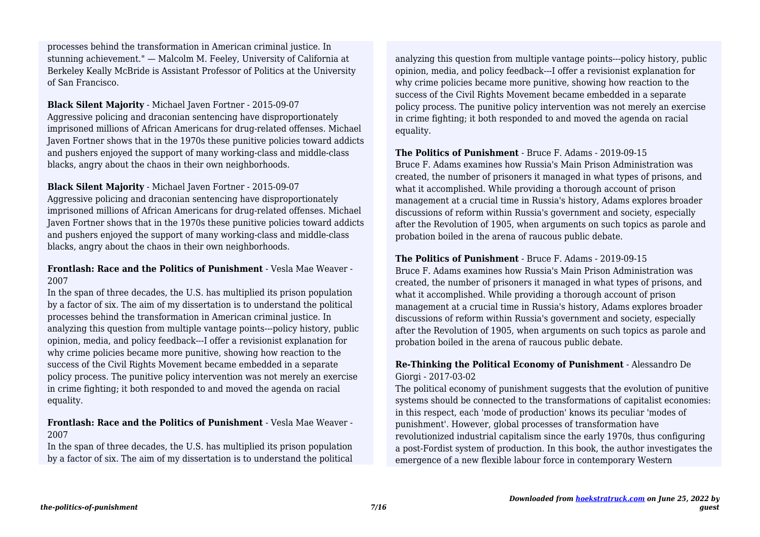processes behind the transformation in American criminal justice. In stunning achievement." — Malcolm M. Feeley, University of California at Berkeley Keally McBride is Assistant Professor of Politics at the University of San Francisco.

**Black Silent Majority** - Michael Javen Fortner - 2015-09-07
Aggressive policing and draconian sentencing have disproportionately imprisoned millions of African Americans for drug-related offenses. Michael Javen Fortner shows that in the 1970s these punitive policies toward addicts and pushers enjoyed the support of many working-class and middle-class blacks, angry about the chaos in their own neighborhoods.

**Black Silent Majority** - Michael Javen Fortner - 2015-09-07
Aggressive policing and draconian sentencing have disproportionately imprisoned millions of African Americans for drug-related offenses. Michael Javen Fortner shows that in the 1970s these punitive policies toward addicts and pushers enjoyed the support of many working-class and middle-class blacks, angry about the chaos in their own neighborhoods.

**Frontlash: Race and the Politics of Punishment** - Vesla Mae Weaver - 2007
In the span of three decades, the U.S. has multiplied its prison population by a factor of six. The aim of my dissertation is to understand the political processes behind the transformation in American criminal justice. In analyzing this question from multiple vantage points---policy history, public opinion, media, and policy feedback---I offer a revisionist explanation for why crime policies became more punitive, showing how reaction to the success of the Civil Rights Movement became embedded in a separate policy process. The punitive policy intervention was not merely an exercise in crime fighting; it both responded to and moved the agenda on racial equality.

**Frontlash: Race and the Politics of Punishment** - Vesla Mae Weaver - 2007
In the span of three decades, the U.S. has multiplied its prison population by a factor of six. The aim of my dissertation is to understand the political analyzing this question from multiple vantage points---policy history, public opinion, media, and policy feedback---I offer a revisionist explanation for why crime policies became more punitive, showing how reaction to the success of the Civil Rights Movement became embedded in a separate policy process. The punitive policy intervention was not merely an exercise in crime fighting; it both responded to and moved the agenda on racial equality.

**The Politics of Punishment** - Bruce F. Adams - 2019-09-15
Bruce F. Adams examines how Russia's Main Prison Administration was created, the number of prisoners it managed in what types of prisons, and what it accomplished. While providing a thorough account of prison management at a crucial time in Russia's history, Adams explores broader discussions of reform within Russia's government and society, especially after the Revolution of 1905, when arguments on such topics as parole and probation boiled in the arena of raucous public debate.

**The Politics of Punishment** - Bruce F. Adams - 2019-09-15
Bruce F. Adams examines how Russia's Main Prison Administration was created, the number of prisoners it managed in what types of prisons, and what it accomplished. While providing a thorough account of prison management at a crucial time in Russia's history, Adams explores broader discussions of reform within Russia's government and society, especially after the Revolution of 1905, when arguments on such topics as parole and probation boiled in the arena of raucous public debate.

**Re-Thinking the Political Economy of Punishment** - Alessandro De Giorgi - 2017-03-02
The political economy of punishment suggests that the evolution of punitive systems should be connected to the transformations of capitalist economies: in this respect, each 'mode of production' knows its peculiar 'modes of punishment'. However, global processes of transformation have revolutionized industrial capitalism since the early 1970s, thus configuring a post-Fordist system of production. In this book, the author investigates the emergence of a new flexible labour force in contemporary Western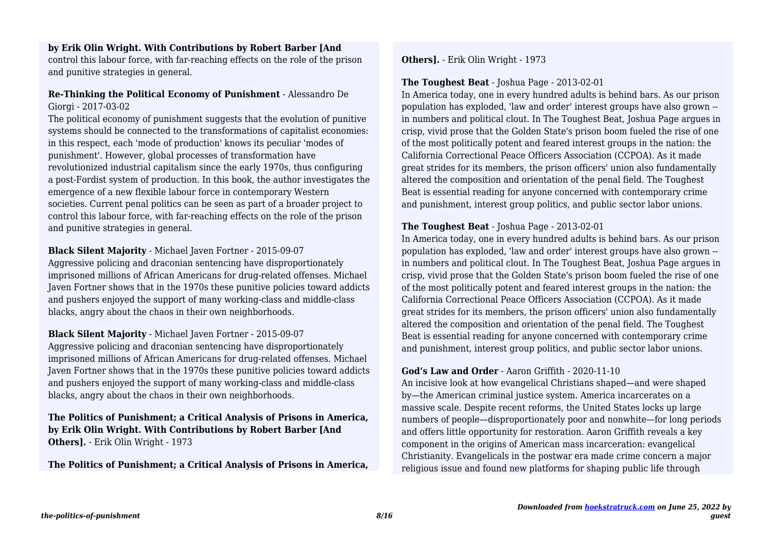**by Erik Olin Wright. With Contributions by Robert Barber [And**
control this labour force, with far-reaching effects on the role of the prison and punitive strategies in general.

**Re-Thinking the Political Economy of Punishment** - Alessandro De Giorgi - 2017-03-02
The political economy of punishment suggests that the evolution of punitive systems should be connected to the transformations of capitalist economies: in this respect, each 'mode of production' knows its peculiar 'modes of punishment'. However, global processes of transformation have revolutionized industrial capitalism since the early 1970s, thus configuring a post-Fordist system of production. In this book, the author investigates the emergence of a new flexible labour force in contemporary Western societies. Current penal politics can be seen as part of a broader project to control this labour force, with far-reaching effects on the role of the prison and punitive strategies in general.

**Black Silent Majority** - Michael Javen Fortner - 2015-09-07
Aggressive policing and draconian sentencing have disproportionately imprisoned millions of African Americans for drug-related offenses. Michael Javen Fortner shows that in the 1970s these punitive policies toward addicts and pushers enjoyed the support of many working-class and middle-class blacks, angry about the chaos in their own neighborhoods.

**Black Silent Majority** - Michael Javen Fortner - 2015-09-07
Aggressive policing and draconian sentencing have disproportionately imprisoned millions of African Americans for drug-related offenses. Michael Javen Fortner shows that in the 1970s these punitive policies toward addicts and pushers enjoyed the support of many working-class and middle-class blacks, angry about the chaos in their own neighborhoods.

**The Politics of Punishment; a Critical Analysis of Prisons in America, by Erik Olin Wright. With Contributions by Robert Barber [And Others].** - Erik Olin Wright - 1973

**The Politics of Punishment; a Critical Analysis of Prisons in America, Others].** - Erik Olin Wright - 1973

**The Toughest Beat** - Joshua Page - 2013-02-01
In America today, one in every hundred adults is behind bars. As our prison population has exploded, 'law and order' interest groups have also grown -- in numbers and political clout. In The Toughest Beat, Joshua Page argues in crisp, vivid prose that the Golden State's prison boom fueled the rise of one of the most politically potent and feared interest groups in the nation: the California Correctional Peace Officers Association (CCPOA). As it made great strides for its members, the prison officers' union also fundamentally altered the composition and orientation of the penal field. The Toughest Beat is essential reading for anyone concerned with contemporary crime and punishment, interest group politics, and public sector labor unions.

**The Toughest Beat** - Joshua Page - 2013-02-01
In America today, one in every hundred adults is behind bars. As our prison population has exploded, 'law and order' interest groups have also grown -- in numbers and political clout. In The Toughest Beat, Joshua Page argues in crisp, vivid prose that the Golden State's prison boom fueled the rise of one of the most politically potent and feared interest groups in the nation: the California Correctional Peace Officers Association (CCPOA). As it made great strides for its members, the prison officers' union also fundamentally altered the composition and orientation of the penal field. The Toughest Beat is essential reading for anyone concerned with contemporary crime and punishment, interest group politics, and public sector labor unions.

**God's Law and Order** - Aaron Griffith - 2020-11-10
An incisive look at how evangelical Christians shaped—and were shaped by—the American criminal justice system. America incarcerates on a massive scale. Despite recent reforms, the United States locks up large numbers of people—disproportionately poor and nonwhite—for long periods and offers little opportunity for restoration. Aaron Griffith reveals a key component in the origins of American mass incarceration: evangelical Christianity. Evangelicals in the postwar era made crime concern a major religious issue and found new platforms for shaping public life through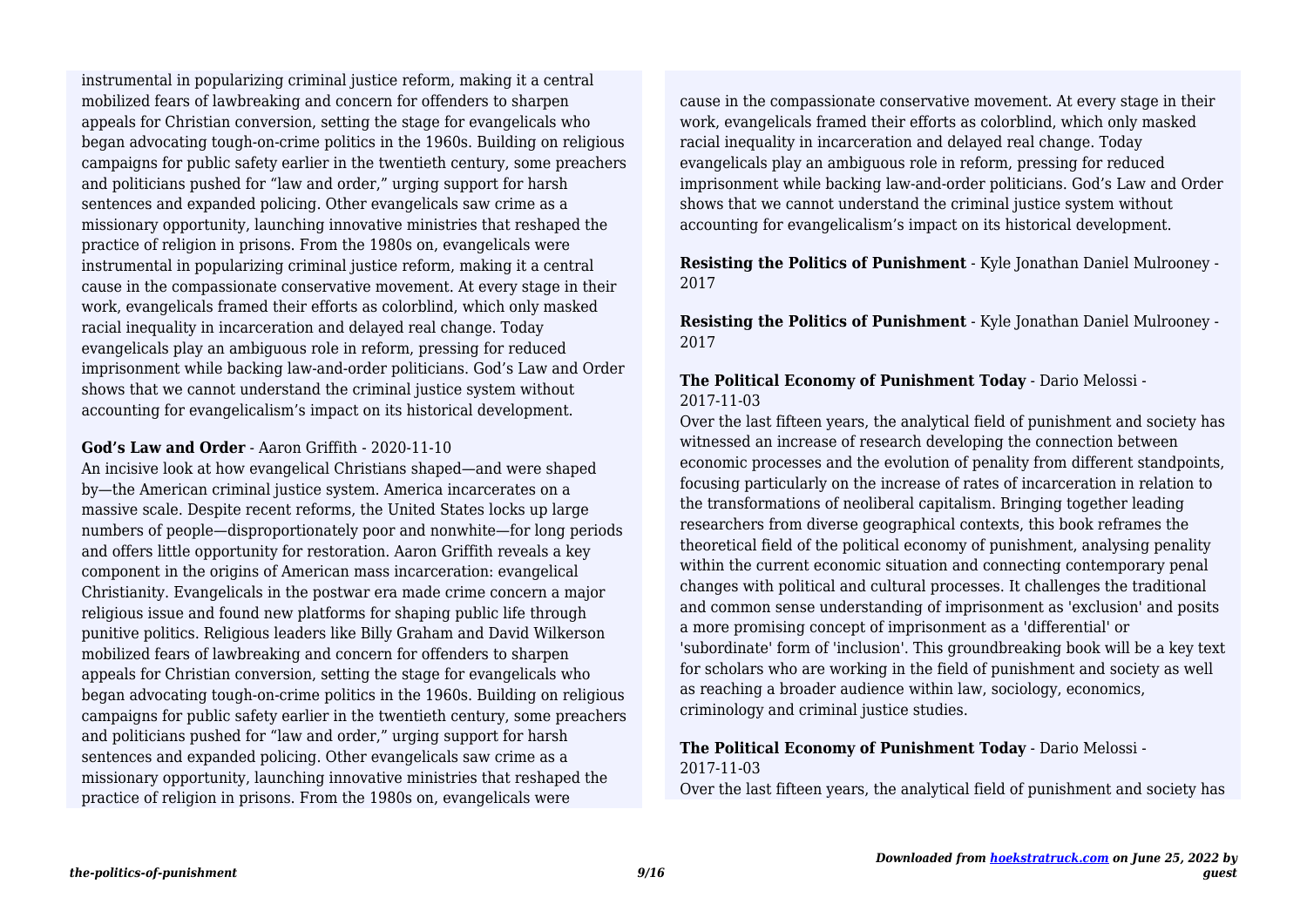instrumental in popularizing criminal justice reform, making it a central mobilized fears of lawbreaking and concern for offenders to sharpen appeals for Christian conversion, setting the stage for evangelicals who began advocating tough-on-crime politics in the 1960s. Building on religious campaigns for public safety earlier in the twentieth century, some preachers and politicians pushed for "law and order," urging support for harsh sentences and expanded policing. Other evangelicals saw crime as a missionary opportunity, launching innovative ministries that reshaped the practice of religion in prisons. From the 1980s on, evangelicals were instrumental in popularizing criminal justice reform, making it a central cause in the compassionate conservative movement. At every stage in their work, evangelicals framed their efforts as colorblind, which only masked racial inequality in incarceration and delayed real change. Today evangelicals play an ambiguous role in reform, pressing for reduced imprisonment while backing law-and-order politicians. God's Law and Order shows that we cannot understand the criminal justice system without accounting for evangelicalism's impact on its historical development.

**God's Law and Order** - Aaron Griffith - 2020-11-10

An incisive look at how evangelical Christians shaped—and were shaped by—the American criminal justice system. America incarcerates on a massive scale. Despite recent reforms, the United States locks up large numbers of people—disproportionately poor and nonwhite—for long periods and offers little opportunity for restoration. Aaron Griffith reveals a key component in the origins of American mass incarceration: evangelical Christianity. Evangelicals in the postwar era made crime concern a major religious issue and found new platforms for shaping public life through punitive politics. Religious leaders like Billy Graham and David Wilkerson mobilized fears of lawbreaking and concern for offenders to sharpen appeals for Christian conversion, setting the stage for evangelicals who began advocating tough-on-crime politics in the 1960s. Building on religious campaigns for public safety earlier in the twentieth century, some preachers and politicians pushed for "law and order," urging support for harsh sentences and expanded policing. Other evangelicals saw crime as a missionary opportunity, launching innovative ministries that reshaped the practice of religion in prisons. From the 1980s on, evangelicals were instrumental in popularizing criminal justice reform, making it a central cause in the compassionate conservative movement. At every stage in their work, evangelicals framed their efforts as colorblind, which only masked racial inequality in incarceration and delayed real change. Today evangelicals play an ambiguous role in reform, pressing for reduced imprisonment while backing law-and-order politicians. God's Law and Order shows that we cannot understand the criminal justice system without accounting for evangelicalism's impact on its historical development.

**Resisting the Politics of Punishment** - Kyle Jonathan Daniel Mulrooney - 2017

**Resisting the Politics of Punishment** - Kyle Jonathan Daniel Mulrooney - 2017

**The Political Economy of Punishment Today** - Dario Melossi - 2017-11-03

Over the last fifteen years, the analytical field of punishment and society has witnessed an increase of research developing the connection between economic processes and the evolution of penality from different standpoints, focusing particularly on the increase of rates of incarceration in relation to the transformations of neoliberal capitalism. Bringing together leading researchers from diverse geographical contexts, this book reframes the theoretical field of the political economy of punishment, analysing penality within the current economic situation and connecting contemporary penal changes with political and cultural processes. It challenges the traditional and common sense understanding of imprisonment as 'exclusion' and posits a more promising concept of imprisonment as a 'differential' or 'subordinate' form of 'inclusion'. This groundbreaking book will be a key text for scholars who are working in the field of punishment and society as well as reaching a broader audience within law, sociology, economics, criminology and criminal justice studies.

**The Political Economy of Punishment Today** - Dario Melossi - 2017-11-03

Over the last fifteen years, the analytical field of punishment and society has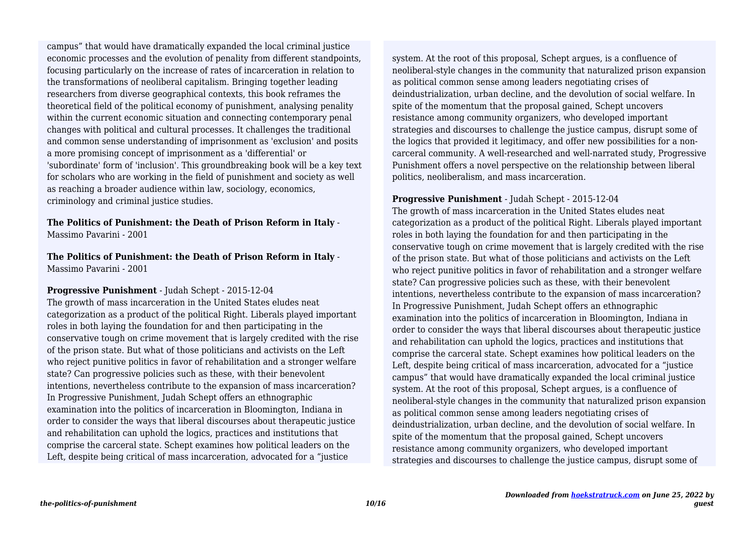campus" that would have dramatically expanded the local criminal justice economic processes and the evolution of penality from different standpoints, focusing particularly on the increase of rates of incarceration in relation to the transformations of neoliberal capitalism. Bringing together leading researchers from diverse geographical contexts, this book reframes the theoretical field of the political economy of punishment, analysing penality within the current economic situation and connecting contemporary penal changes with political and cultural processes. It challenges the traditional and common sense understanding of imprisonment as 'exclusion' and posits a more promising concept of imprisonment as a 'differential' or 'subordinate' form of 'inclusion'. This groundbreaking book will be a key text for scholars who are working in the field of punishment and society as well as reaching a broader audience within law, sociology, economics, criminology and criminal justice studies.

**The Politics of Punishment: the Death of Prison Reform in Italy** - Massimo Pavarini - 2001

**The Politics of Punishment: the Death of Prison Reform in Italy** - Massimo Pavarini - 2001

**Progressive Punishment** - Judah Schept - 2015-12-04

The growth of mass incarceration in the United States eludes neat categorization as a product of the political Right. Liberals played important roles in both laying the foundation for and then participating in the conservative tough on crime movement that is largely credited with the rise of the prison state. But what of those politicians and activists on the Left who reject punitive politics in favor of rehabilitation and a stronger welfare state? Can progressive policies such as these, with their benevolent intentions, nevertheless contribute to the expansion of mass incarceration? In Progressive Punishment, Judah Schept offers an ethnographic examination into the politics of incarceration in Bloomington, Indiana in order to consider the ways that liberal discourses about therapeutic justice and rehabilitation can uphold the logics, practices and institutions that comprise the carceral state. Schept examines how political leaders on the Left, despite being critical of mass incarceration, advocated for a "justice system. At the root of this proposal, Schept argues, is a confluence of neoliberal-style changes in the community that naturalized prison expansion as political common sense among leaders negotiating crises of deindustrialization, urban decline, and the devolution of social welfare. In spite of the momentum that the proposal gained, Schept uncovers resistance among community organizers, who developed important strategies and discourses to challenge the justice campus, disrupt some of the logics that provided it legitimacy, and offer new possibilities for a non-carceral community. A well-researched and well-narrated study, Progressive Punishment offers a novel perspective on the relationship between liberal politics, neoliberalism, and mass incarceration.

**Progressive Punishment** - Judah Schept - 2015-12-04

The growth of mass incarceration in the United States eludes neat categorization as a product of the political Right. Liberals played important roles in both laying the foundation for and then participating in the conservative tough on crime movement that is largely credited with the rise of the prison state. But what of those politicians and activists on the Left who reject punitive politics in favor of rehabilitation and a stronger welfare state? Can progressive policies such as these, with their benevolent intentions, nevertheless contribute to the expansion of mass incarceration? In Progressive Punishment, Judah Schept offers an ethnographic examination into the politics of incarceration in Bloomington, Indiana in order to consider the ways that liberal discourses about therapeutic justice and rehabilitation can uphold the logics, practices and institutions that comprise the carceral state. Schept examines how political leaders on the Left, despite being critical of mass incarceration, advocated for a "justice campus" that would have dramatically expanded the local criminal justice system. At the root of this proposal, Schept argues, is a confluence of neoliberal-style changes in the community that naturalized prison expansion as political common sense among leaders negotiating crises of deindustrialization, urban decline, and the devolution of social welfare. In spite of the momentum that the proposal gained, Schept uncovers resistance among community organizers, who developed important strategies and discourses to challenge the justice campus, disrupt some of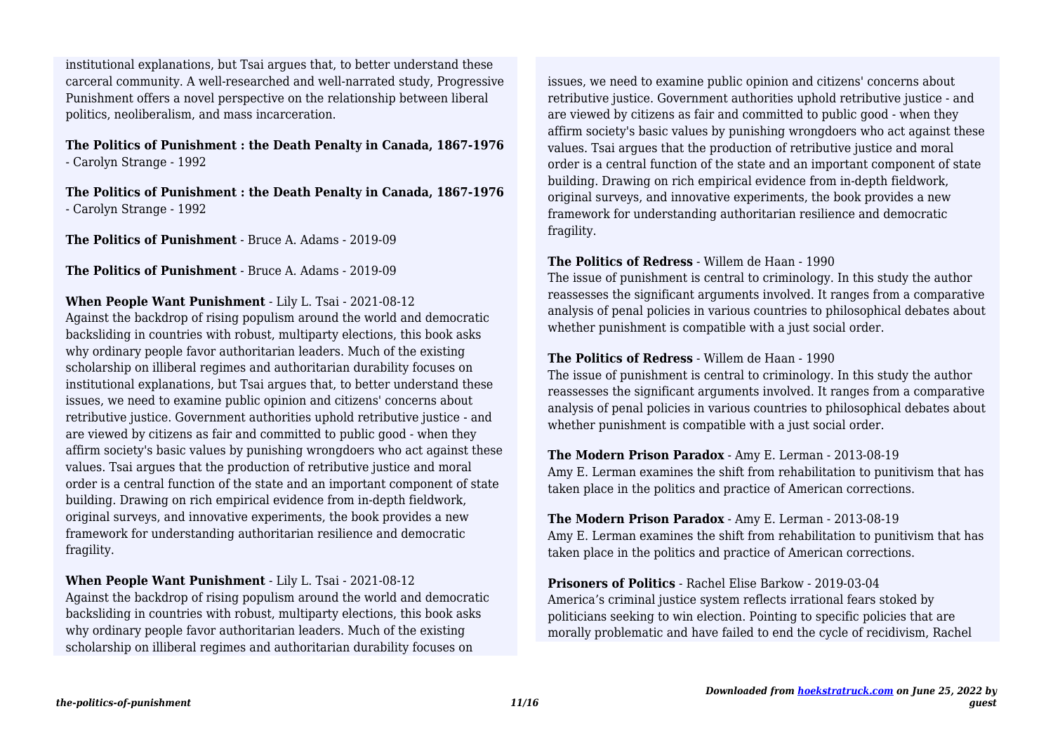institutional explanations, but Tsai argues that, to better understand these carceral community. A well-researched and well-narrated study, Progressive Punishment offers a novel perspective on the relationship between liberal politics, neoliberalism, and mass incarceration.

**The Politics of Punishment : the Death Penalty in Canada, 1867-1976** - Carolyn Strange - 1992

**The Politics of Punishment : the Death Penalty in Canada, 1867-1976** - Carolyn Strange - 1992

**The Politics of Punishment** - Bruce A. Adams - 2019-09

**The Politics of Punishment** - Bruce A. Adams - 2019-09

**When People Want Punishment** - Lily L. Tsai - 2021-08-12
Against the backdrop of rising populism around the world and democratic backsliding in countries with robust, multiparty elections, this book asks why ordinary people favor authoritarian leaders. Much of the existing scholarship on illiberal regimes and authoritarian durability focuses on institutional explanations, but Tsai argues that, to better understand these issues, we need to examine public opinion and citizens' concerns about retributive justice. Government authorities uphold retributive justice - and are viewed by citizens as fair and committed to public good - when they affirm society's basic values by punishing wrongdoers who act against these values. Tsai argues that the production of retributive justice and moral order is a central function of the state and an important component of state building. Drawing on rich empirical evidence from in-depth fieldwork, original surveys, and innovative experiments, the book provides a new framework for understanding authoritarian resilience and democratic fragility.

**When People Want Punishment** - Lily L. Tsai - 2021-08-12
Against the backdrop of rising populism around the world and democratic backsliding in countries with robust, multiparty elections, this book asks why ordinary people favor authoritarian leaders. Much of the existing scholarship on illiberal regimes and authoritarian durability focuses on issues, we need to examine public opinion and citizens' concerns about retributive justice. Government authorities uphold retributive justice - and are viewed by citizens as fair and committed to public good - when they affirm society's basic values by punishing wrongdoers who act against these values. Tsai argues that the production of retributive justice and moral order is a central function of the state and an important component of state building. Drawing on rich empirical evidence from in-depth fieldwork, original surveys, and innovative experiments, the book provides a new framework for understanding authoritarian resilience and democratic fragility.

**The Politics of Redress** - Willem de Haan - 1990
The issue of punishment is central to criminology. In this study the author reassesses the significant arguments involved. It ranges from a comparative analysis of penal policies in various countries to philosophical debates about whether punishment is compatible with a just social order.

**The Politics of Redress** - Willem de Haan - 1990
The issue of punishment is central to criminology. In this study the author reassesses the significant arguments involved. It ranges from a comparative analysis of penal policies in various countries to philosophical debates about whether punishment is compatible with a just social order.

**The Modern Prison Paradox** - Amy E. Lerman - 2013-08-19
Amy E. Lerman examines the shift from rehabilitation to punitivism that has taken place in the politics and practice of American corrections.

**The Modern Prison Paradox** - Amy E. Lerman - 2013-08-19
Amy E. Lerman examines the shift from rehabilitation to punitivism that has taken place in the politics and practice of American corrections.

**Prisoners of Politics** - Rachel Elise Barkow - 2019-03-04
America's criminal justice system reflects irrational fears stoked by politicians seeking to win election. Pointing to specific policies that are morally problematic and have failed to end the cycle of recidivism, Rachel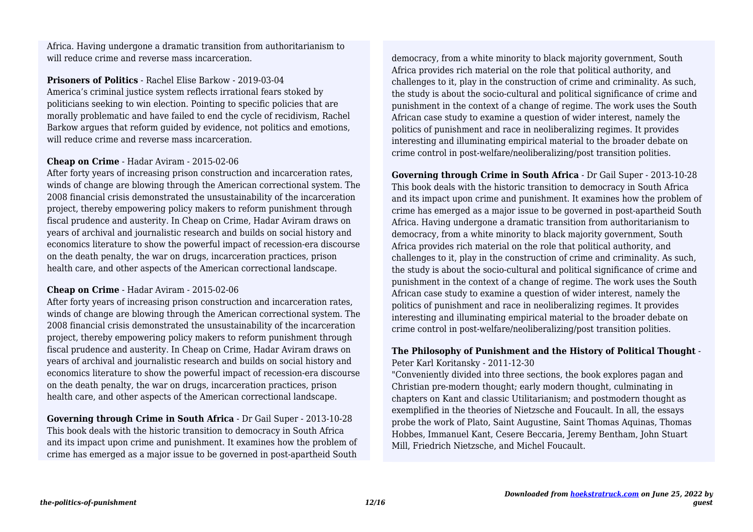Africa. Having undergone a dramatic transition from authoritarianism to will reduce crime and reverse mass incarceration.

**Prisoners of Politics** - Rachel Elise Barkow - 2019-03-04

America's criminal justice system reflects irrational fears stoked by politicians seeking to win election. Pointing to specific policies that are morally problematic and have failed to end the cycle of recidivism, Rachel Barkow argues that reform guided by evidence, not politics and emotions, will reduce crime and reverse mass incarceration.

**Cheap on Crime** - Hadar Aviram - 2015-02-06

After forty years of increasing prison construction and incarceration rates, winds of change are blowing through the American correctional system. The 2008 financial crisis demonstrated the unsustainability of the incarceration project, thereby empowering policy makers to reform punishment through fiscal prudence and austerity. In Cheap on Crime, Hadar Aviram draws on years of archival and journalistic research and builds on social history and economics literature to show the powerful impact of recession-era discourse on the death penalty, the war on drugs, incarceration practices, prison health care, and other aspects of the American correctional landscape.

**Cheap on Crime** - Hadar Aviram - 2015-02-06

After forty years of increasing prison construction and incarceration rates, winds of change are blowing through the American correctional system. The 2008 financial crisis demonstrated the unsustainability of the incarceration project, thereby empowering policy makers to reform punishment through fiscal prudence and austerity. In Cheap on Crime, Hadar Aviram draws on years of archival and journalistic research and builds on social history and economics literature to show the powerful impact of recession-era discourse on the death penalty, the war on drugs, incarceration practices, prison health care, and other aspects of the American correctional landscape.

**Governing through Crime in South Africa** - Dr Gail Super - 2013-10-28

This book deals with the historic transition to democracy in South Africa and its impact upon crime and punishment. It examines how the problem of crime has emerged as a major issue to be governed in post-apartheid South democracy, from a white minority to black majority government, South Africa provides rich material on the role that political authority, and challenges to it, play in the construction of crime and criminality. As such, the study is about the socio-cultural and political significance of crime and punishment in the context of a change of regime. The work uses the South African case study to examine a question of wider interest, namely the politics of punishment and race in neoliberalizing regimes. It provides interesting and illuminating empirical material to the broader debate on crime control in post-welfare/neoliberalizing/post transition polities.

**Governing through Crime in South Africa** - Dr Gail Super - 2013-10-28

This book deals with the historic transition to democracy in South Africa and its impact upon crime and punishment. It examines how the problem of crime has emerged as a major issue to be governed in post-apartheid South Africa. Having undergone a dramatic transition from authoritarianism to democracy, from a white minority to black majority government, South Africa provides rich material on the role that political authority, and challenges to it, play in the construction of crime and criminality. As such, the study is about the socio-cultural and political significance of crime and punishment in the context of a change of regime. The work uses the South African case study to examine a question of wider interest, namely the politics of punishment and race in neoliberalizing regimes. It provides interesting and illuminating empirical material to the broader debate on crime control in post-welfare/neoliberalizing/post transition polities.

**The Philosophy of Punishment and the History of Political Thought** - Peter Karl Koritansky - 2011-12-30

"Conveniently divided into three sections, the book explores pagan and Christian pre-modern thought; early modern thought, culminating in chapters on Kant and classic Utilitarianism; and postmodern thought as exemplified in the theories of Nietzsche and Foucault. In all, the essays probe the work of Plato, Saint Augustine, Saint Thomas Aquinas, Thomas Hobbes, Immanuel Kant, Cesere Beccaria, Jeremy Bentham, John Stuart Mill, Friedrich Nietzsche, and Michel Foucault.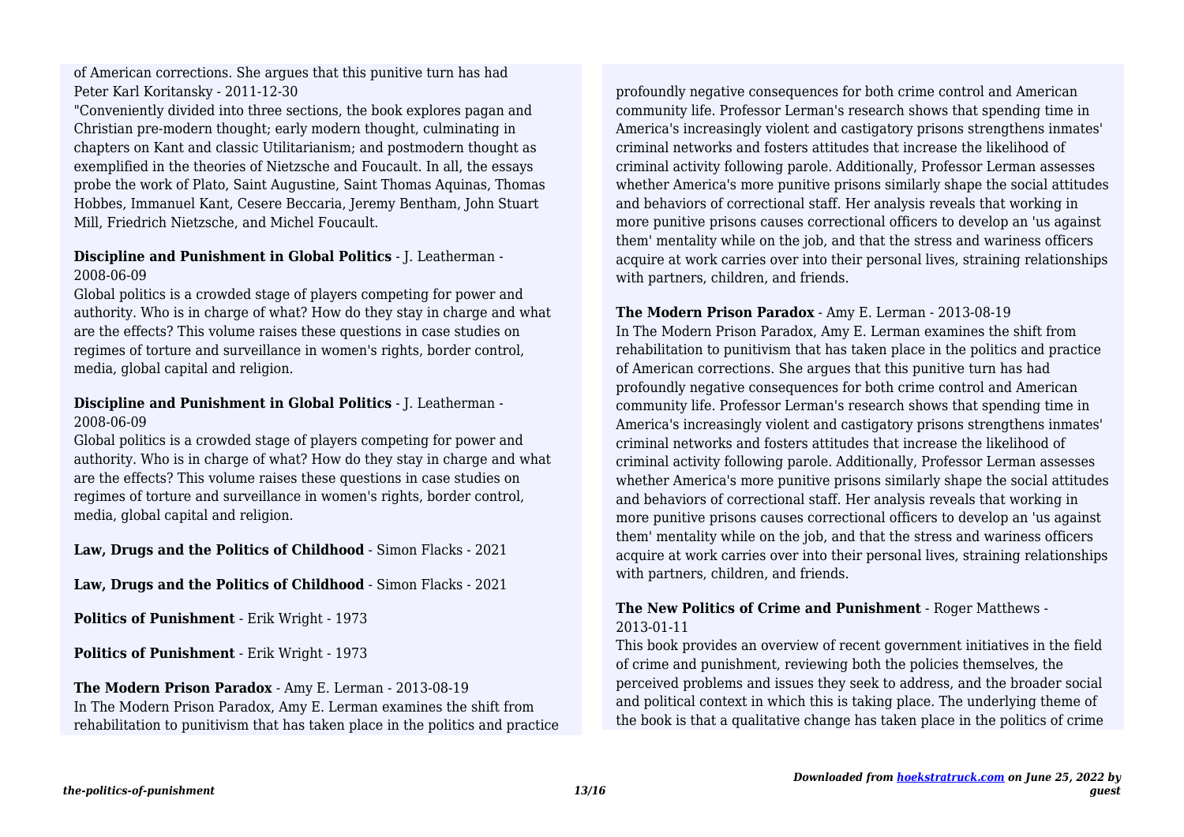of American corrections. She argues that this punitive turn has had
Peter Karl Koritansky - 2011-12-30

"Conveniently divided into three sections, the book explores pagan and Christian pre-modern thought; early modern thought, culminating in chapters on Kant and classic Utilitarianism; and postmodern thought as exemplified in the theories of Nietzsche and Foucault. In all, the essays probe the work of Plato, Saint Augustine, Saint Thomas Aquinas, Thomas Hobbes, Immanuel Kant, Cesere Beccaria, Jeremy Bentham, John Stuart Mill, Friedrich Nietzsche, and Michel Foucault.

**Discipline and Punishment in Global Politics** - J. Leatherman - 2008-06-09

Global politics is a crowded stage of players competing for power and authority. Who is in charge of what? How do they stay in charge and what are the effects? This volume raises these questions in case studies on regimes of torture and surveillance in women's rights, border control, media, global capital and religion.

**Discipline and Punishment in Global Politics** - J. Leatherman - 2008-06-09

Global politics is a crowded stage of players competing for power and authority. Who is in charge of what? How do they stay in charge and what are the effects? This volume raises these questions in case studies on regimes of torture and surveillance in women's rights, border control, media, global capital and religion.

**Law, Drugs and the Politics of Childhood** - Simon Flacks - 2021

**Law, Drugs and the Politics of Childhood** - Simon Flacks - 2021

**Politics of Punishment** - Erik Wright - 1973

**Politics of Punishment** - Erik Wright - 1973

**The Modern Prison Paradox** - Amy E. Lerman - 2013-08-19

In The Modern Prison Paradox, Amy E. Lerman examines the shift from rehabilitation to punitivism that has taken place in the politics and practice profoundly negative consequences for both crime control and American community life. Professor Lerman's research shows that spending time in America's increasingly violent and castigatory prisons strengthens inmates' criminal networks and fosters attitudes that increase the likelihood of criminal activity following parole. Additionally, Professor Lerman assesses whether America's more punitive prisons similarly shape the social attitudes and behaviors of correctional staff. Her analysis reveals that working in more punitive prisons causes correctional officers to develop an 'us against them' mentality while on the job, and that the stress and wariness officers acquire at work carries over into their personal lives, straining relationships with partners, children, and friends.

**The Modern Prison Paradox** - Amy E. Lerman - 2013-08-19

In The Modern Prison Paradox, Amy E. Lerman examines the shift from rehabilitation to punitivism that has taken place in the politics and practice of American corrections. She argues that this punitive turn has had profoundly negative consequences for both crime control and American community life. Professor Lerman's research shows that spending time in America's increasingly violent and castigatory prisons strengthens inmates' criminal networks and fosters attitudes that increase the likelihood of criminal activity following parole. Additionally, Professor Lerman assesses whether America's more punitive prisons similarly shape the social attitudes and behaviors of correctional staff. Her analysis reveals that working in more punitive prisons causes correctional officers to develop an 'us against them' mentality while on the job, and that the stress and wariness officers acquire at work carries over into their personal lives, straining relationships with partners, children, and friends.

**The New Politics of Crime and Punishment** - Roger Matthews - 2013-01-11

This book provides an overview of recent government initiatives in the field of crime and punishment, reviewing both the policies themselves, the perceived problems and issues they seek to address, and the broader social and political context in which this is taking place. The underlying theme of the book is that a qualitative change has taken place in the politics of crime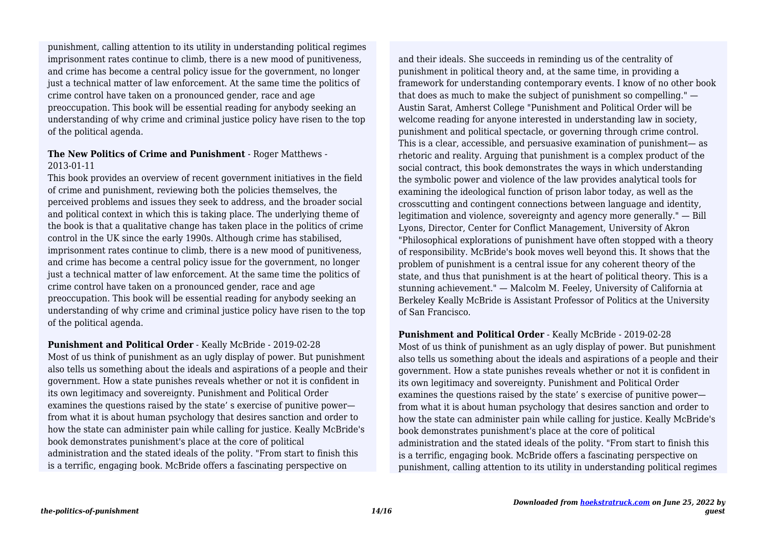punishment, calling attention to its utility in understanding political regimes imprisonment rates continue to climb, there is a new mood of punitiveness, and crime has become a central policy issue for the government, no longer just a technical matter of law enforcement. At the same time the politics of crime control have taken on a pronounced gender, race and age preoccupation. This book will be essential reading for anybody seeking an understanding of why crime and criminal justice policy have risen to the top of the political agenda.

**The New Politics of Crime and Punishment** - Roger Matthews - 2013-01-11

This book provides an overview of recent government initiatives in the field of crime and punishment, reviewing both the policies themselves, the perceived problems and issues they seek to address, and the broader social and political context in which this is taking place. The underlying theme of the book is that a qualitative change has taken place in the politics of crime control in the UK since the early 1990s. Although crime has stabilised, imprisonment rates continue to climb, there is a new mood of punitiveness, and crime has become a central policy issue for the government, no longer just a technical matter of law enforcement. At the same time the politics of crime control have taken on a pronounced gender, race and age preoccupation. This book will be essential reading for anybody seeking an understanding of why crime and criminal justice policy have risen to the top of the political agenda.

**Punishment and Political Order** - Keally McBride - 2019-02-28

Most of us think of punishment as an ugly display of power. But punishment also tells us something about the ideals and aspirations of a people and their government. How a state punishes reveals whether or not it is confident in its own legitimacy and sovereignty. Punishment and Political Order examines the questions raised by the state’ s exercise of punitive power—from what it is about human psychology that desires sanction and order to how the state can administer pain while calling for justice. Keally McBride's book demonstrates punishment's place at the core of political administration and the stated ideals of the polity. "From start to finish this is a terrific, engaging book. McBride offers a fascinating perspective on and their ideals. She succeeds in reminding us of the centrality of punishment in political theory and, at the same time, in providing a framework for understanding contemporary events. I know of no other book that does as much to make the subject of punishment so compelling." — Austin Sarat, Amherst College "Punishment and Political Order will be welcome reading for anyone interested in understanding law in society, punishment and political spectacle, or governing through crime control. This is a clear, accessible, and persuasive examination of punishment— as rhetoric and reality. Arguing that punishment is a complex product of the social contract, this book demonstrates the ways in which understanding the symbolic power and violence of the law provides analytical tools for examining the ideological function of prison labor today, as well as the crosscutting and contingent connections between language and identity, legitimation and violence, sovereignty and agency more generally." — Bill Lyons, Director, Center for Conflict Management, University of Akron "Philosophical explorations of punishment have often stopped with a theory of responsibility. McBride's book moves well beyond this. It shows that the problem of punishment is a central issue for any coherent theory of the state, and thus that punishment is at the heart of political theory. This is a stunning achievement." — Malcolm M. Feeley, University of California at Berkeley Keally McBride is Assistant Professor of Politics at the University of San Francisco.

**Punishment and Political Order** - Keally McBride - 2019-02-28

Most of us think of punishment as an ugly display of power. But punishment also tells us something about the ideals and aspirations of a people and their government. How a state punishes reveals whether or not it is confident in its own legitimacy and sovereignty. Punishment and Political Order examines the questions raised by the state’ s exercise of punitive power—from what it is about human psychology that desires sanction and order to how the state can administer pain while calling for justice. Keally McBride's book demonstrates punishment's place at the core of political administration and the stated ideals of the polity. "From start to finish this is a terrific, engaging book. McBride offers a fascinating perspective on punishment, calling attention to its utility in understanding political regimes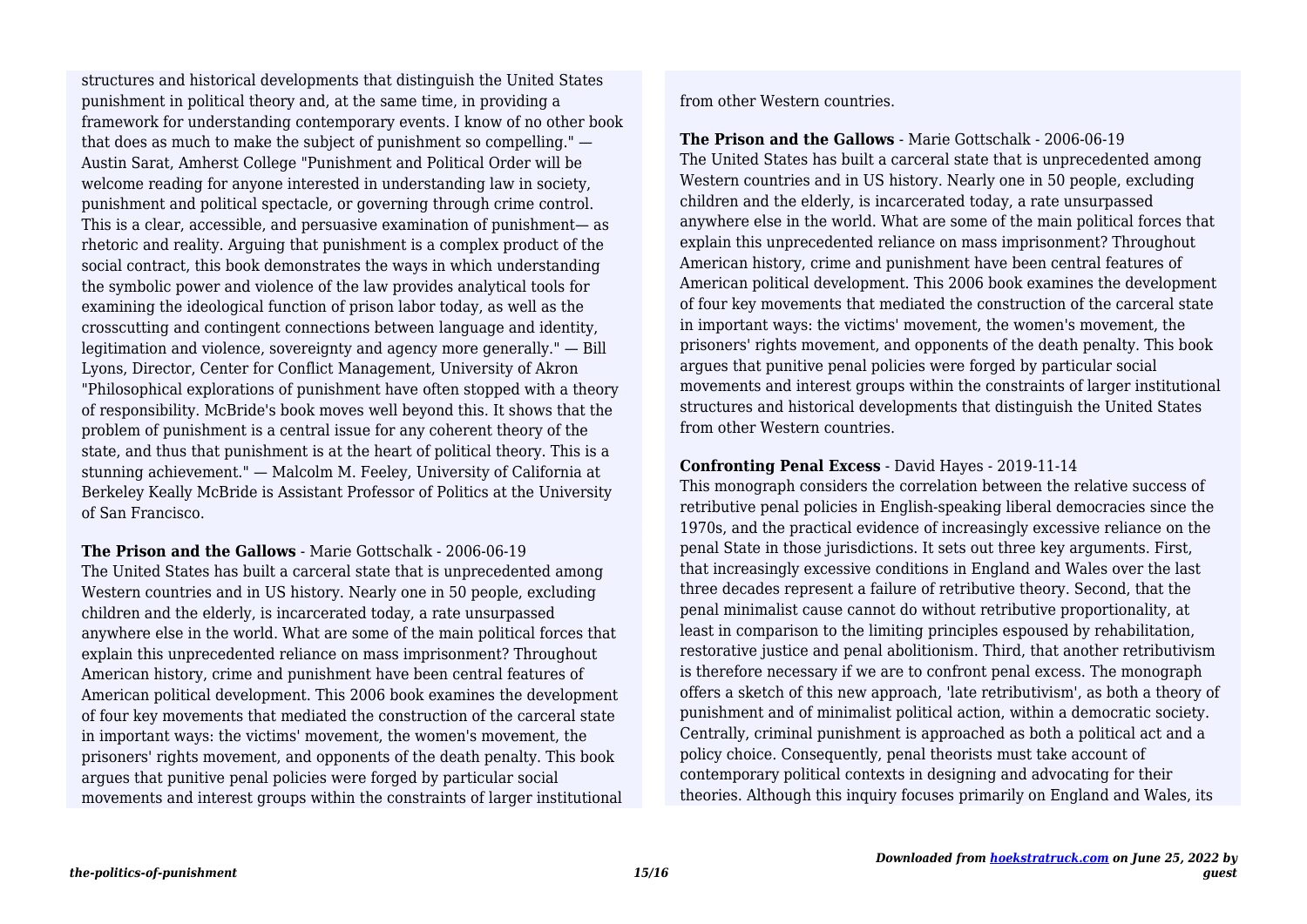structures and historical developments that distinguish the United States punishment in political theory and, at the same time, in providing a framework for understanding contemporary events. I know of no other book that does as much to make the subject of punishment so compelling." — Austin Sarat, Amherst College "Punishment and Political Order will be welcome reading for anyone interested in understanding law in society, punishment and political spectacle, or governing through crime control. This is a clear, accessible, and persuasive examination of punishment— as rhetoric and reality. Arguing that punishment is a complex product of the social contract, this book demonstrates the ways in which understanding the symbolic power and violence of the law provides analytical tools for examining the ideological function of prison labor today, as well as the crosscutting and contingent connections between language and identity, legitimation and violence, sovereignty and agency more generally." — Bill Lyons, Director, Center for Conflict Management, University of Akron "Philosophical explorations of punishment have often stopped with a theory of responsibility. McBride's book moves well beyond this. It shows that the problem of punishment is a central issue for any coherent theory of the state, and thus that punishment is at the heart of political theory. This is a stunning achievement." — Malcolm M. Feeley, University of California at Berkeley Keally McBride is Assistant Professor of Politics at the University of San Francisco.

**The Prison and the Gallows** - Marie Gottschalk - 2006-06-19
The United States has built a carceral state that is unprecedented among Western countries and in US history. Nearly one in 50 people, excluding children and the elderly, is incarcerated today, a rate unsurpassed anywhere else in the world. What are some of the main political forces that explain this unprecedented reliance on mass imprisonment? Throughout American history, crime and punishment have been central features of American political development. This 2006 book examines the development of four key movements that mediated the construction of the carceral state in important ways: the victims' movement, the women's movement, the prisoners' rights movement, and opponents of the death penalty. This book argues that punitive penal policies were forged by particular social movements and interest groups within the constraints of larger institutional from other Western countries.

**The Prison and the Gallows** - Marie Gottschalk - 2006-06-19
The United States has built a carceral state that is unprecedented among Western countries and in US history. Nearly one in 50 people, excluding children and the elderly, is incarcerated today, a rate unsurpassed anywhere else in the world. What are some of the main political forces that explain this unprecedented reliance on mass imprisonment? Throughout American history, crime and punishment have been central features of American political development. This 2006 book examines the development of four key movements that mediated the construction of the carceral state in important ways: the victims' movement, the women's movement, the prisoners' rights movement, and opponents of the death penalty. This book argues that punitive penal policies were forged by particular social movements and interest groups within the constraints of larger institutional structures and historical developments that distinguish the United States from other Western countries.

**Confronting Penal Excess** - David Hayes - 2019-11-14
This monograph considers the correlation between the relative success of retributive penal policies in English-speaking liberal democracies since the 1970s, and the practical evidence of increasingly excessive reliance on the penal State in those jurisdictions. It sets out three key arguments. First, that increasingly excessive conditions in England and Wales over the last three decades represent a failure of retributive theory. Second, that the penal minimalist cause cannot do without retributive proportionality, at least in comparison to the limiting principles espoused by rehabilitation, restorative justice and penal abolitionism. Third, that another retributivism is therefore necessary if we are to confront penal excess. The monograph offers a sketch of this new approach, 'late retributivism', as both a theory of punishment and of minimalist political action, within a democratic society. Centrally, criminal punishment is approached as both a political act and a policy choice. Consequently, penal theorists must take account of contemporary political contexts in designing and advocating for their theories. Although this inquiry focuses primarily on England and Wales, its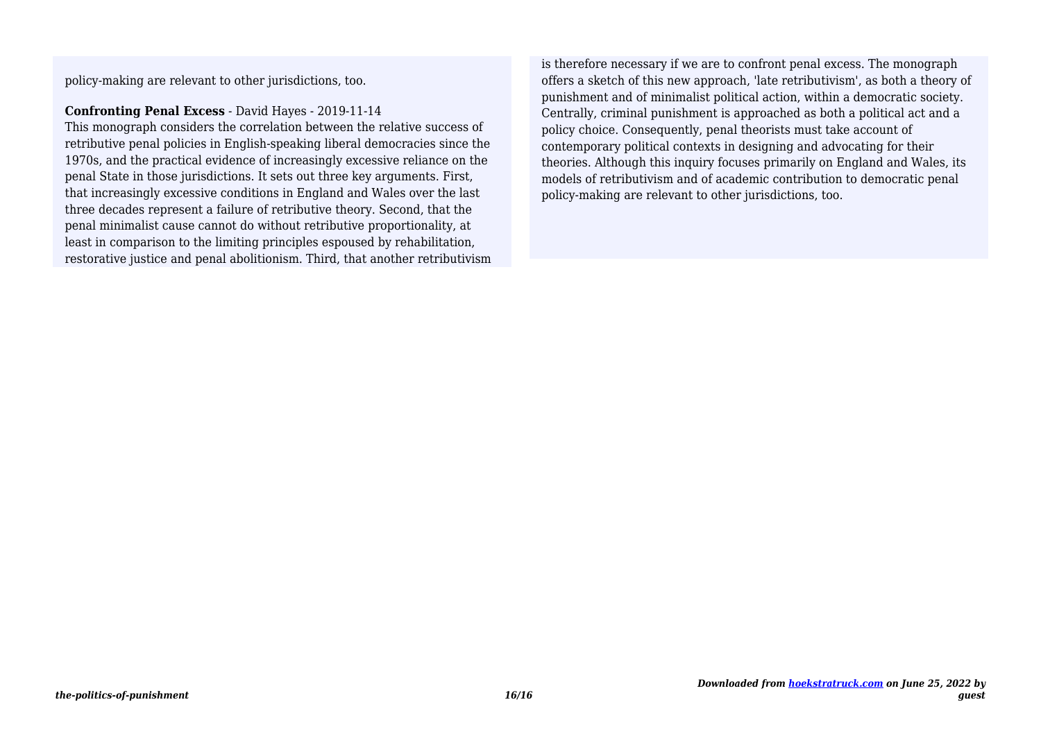policy-making are relevant to other jurisdictions, too.

**Confronting Penal Excess** - David Hayes - 2019-11-14

This monograph considers the correlation between the relative success of retributive penal policies in English-speaking liberal democracies since the 1970s, and the practical evidence of increasingly excessive reliance on the penal State in those jurisdictions. It sets out three key arguments. First, that increasingly excessive conditions in England and Wales over the last three decades represent a failure of retributive theory. Second, that the penal minimalist cause cannot do without retributive proportionality, at least in comparison to the limiting principles espoused by rehabilitation, restorative justice and penal abolitionism. Third, that another retributivism is therefore necessary if we are to confront penal excess. The monograph offers a sketch of this new approach, 'late retributivism', as both a theory of punishment and of minimalist political action, within a democratic society. Centrally, criminal punishment is approached as both a political act and a policy choice. Consequently, penal theorists must take account of contemporary political contexts in designing and advocating for their theories. Although this inquiry focuses primarily on England and Wales, its models of retributivism and of academic contribution to democratic penal policy-making are relevant to other jurisdictions, too.